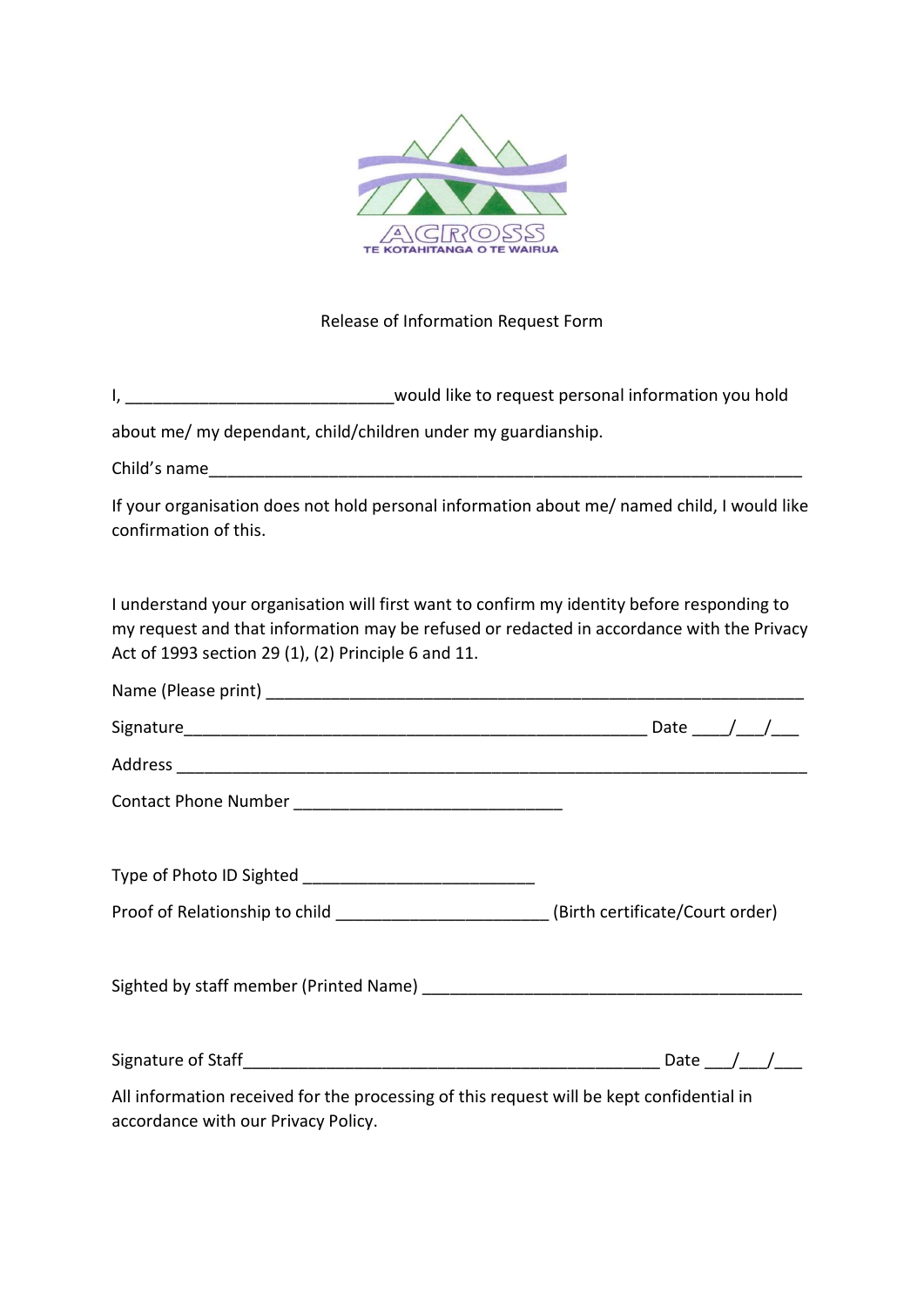ACROSS

TE KOTAHITANGA O TE WAIRUA

Release of Information Request Form

I, _____________________________would like to request personal information you hold about me/ my dependant, child/children under my guardianship.

Child's name_________________________________________________________________

If your organisation does not hold personal information about me/ named child, I would like confirmation of this.

I understand your organisation will first want to confirm my identity before responding to my request and that information may be refused or redacted in accordance with the Privacy Act of 1993 section 29 (1), (2) Principle 6 and 11.

Name (Please print) _________________________________________________________

Signature__________________________________________________ Date ____/___/___

Address ___________________________________________________________________

Contact Phone Number _____________________________

Type of Photo ID Sighted _________________________

Proof of Relationship to child _______________________ (Birth certificate/Court order)

Sighted by staff member (Printed Name) _________________________________________

Signature of Staff_____________________________________________ Date ___/___/___

All information received for the processing of this request will be kept confidential in accordance with our Privacy Policy.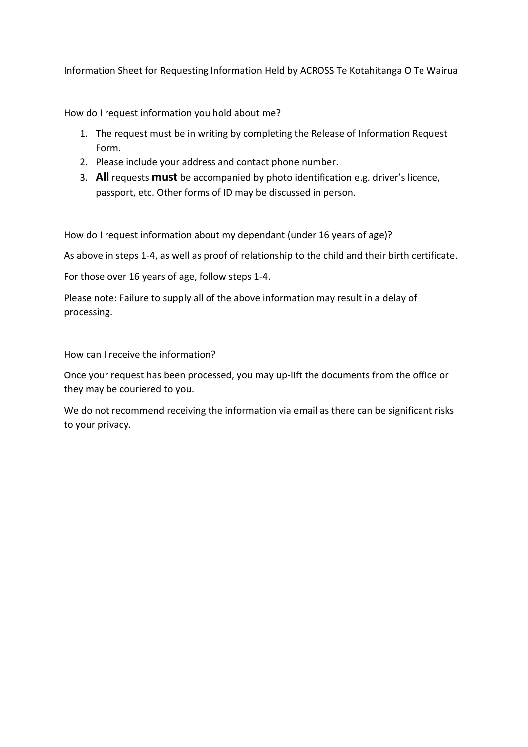Information Sheet for Requesting Information Held by ACROSS Te Kotahitanga O Te Wairua

How do I request information you hold about me?

1. The request must be in writing by completing the Release of Information Request Form.
2. Please include your address and contact phone number.
3. **All** requests **must** be accompanied by photo identification e.g. driver's licence, passport, etc. Other forms of ID may be discussed in person.

How do I request information about my dependant (under 16 years of age)?

As above in steps 1-4, as well as proof of relationship to the child and their birth certificate.

For those over 16 years of age, follow steps 1-4.

Please note: Failure to supply all of the above information may result in a delay of processing.

How can I receive the information?

Once your request has been processed, you may up-lift the documents from the office or they may be couriered to you.

We do not recommend receiving the information via email as there can be significant risks to your privacy.